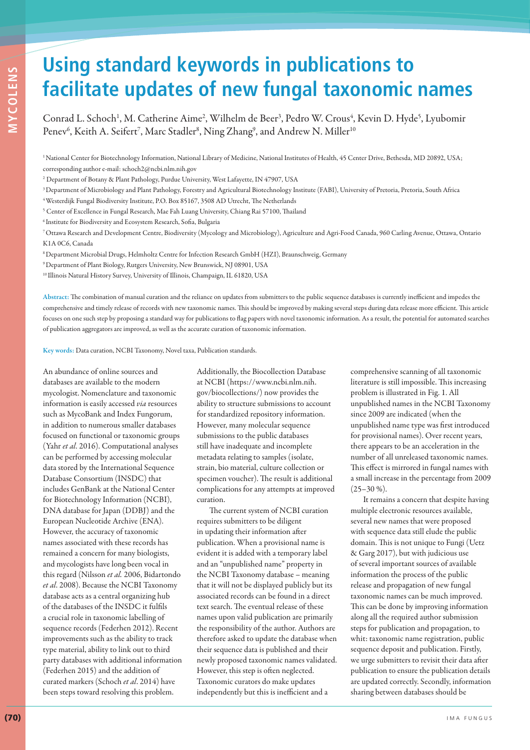# Using standard keywords in publications to facilitate updates of new fungal taxonomic names

Conrad L. Schoch[1], M. Catherine Aime[2], Wilhelm de Beer[3], Pedro W. Crous[4], Kevin D. Hyde[5], Lyubomir Penev[6], Keith A. Seifert[7], Marc Stadler[8], Ning Zhang[9], and Andrew N. Miller[10]

[1] National Center for Biotechnology Information, National Library of Medicine, National Institutes of Health, 45 Center Drive, Bethesda, MD 20892, USA; corresponding author e-mail: schoch2@ncbi.nlm.nih.gov

[2] Department of Botany & Plant Pathology, Purdue University, West Lafayette, IN 47907, USA

[3] Department of Microbiology and Plant Pathology, Forestry and Agricultural Biotechnology Institute (FABI), University of Pretoria, Pretoria, South Africa

[4] Westerdijk Fungal Biodiversity Institute, P.O. Box 85167, 3508 AD Utrecht, The Netherlands

[5] Center of Excellence in Fungal Research, Mae Fah Luang University, Chiang Rai 57100, Thailand

[6] Institute for Biodiversity and Ecosystem Research, Sofia, Bulgaria

[7] Ottawa Research and Development Centre, Biodiversity (Mycology and Microbiology), Agriculture and Agri-Food Canada, 960 Carling Avenue, Ottawa, Ontario K1A 0C6, Canada

[8] Department Microbial Drugs, Helmholtz Centre for Infection Research GmbH (HZI), Braunschweig, Germany

[9] Department of Plant Biology, Rutgers University, New Brunswick, NJ 08901, USA

[10] Illinois Natural History Survey, University of Illinois, Champaign, IL 61820, USA

**Abstract:** The combination of manual curation and the reliance on updates from submitters to the public sequence databases is currently inefficient and impedes the comprehensive and timely release of records with new taxonomic names. This should be improved by making several steps during data release more efficient. This article focuses on one such step by proposing a standard way for publications to flag papers with novel taxonomic information. As a result, the potential for automated searches of publication aggregators are improved, as well as the accurate curation of taxonomic information.

**Key words:** Data curation, NCBI Taxonomy, Novel taxa, Publication standards.

An abundance of online sources and databases are available to the modern mycologist. Nomenclature and taxonomic information is easily accessed *via* resources such as MycoBank and Index Fungorum, in addition to numerous smaller databases focused on functional or taxonomic groups (Yahr *et al*. 2016). Computational analyses can be performed by accessing molecular data stored by the International Sequence Database Consortium (INSDC) that includes GenBank at the National Center for Biotechnology Information (NCBI), DNA database for Japan (DDBJ) and the European Nucleotide Archive (ENA). However, the accuracy of taxonomic names associated with these records has remained a concern for many biologists, and mycologists have long been vocal in this regard (Nilsson *et al.* 2006, Bidartondo *et al*. 2008). Because the NCBI Taxonomy database acts as a central organizing hub of the databases of the INSDC it fulfils a crucial role in taxonomic labelling of sequence records (Federhen 2012). Recent improvements such as the ability to track type material, ability to link out to third party databases with additional information (Federhen 2015) and the addition of curated markers (Schoch *et al*. 2014) have been steps toward resolving this problem. Additionally, the Biocollection Database at NCBI (https://www.ncbi.nlm.nih.gov/biocollections/) now provides the ability to structure submissions to account for standardized repository information. However, many molecular sequence submissions to the public databases still have inadequate and incomplete metadata relating to samples (isolate, strain, bio material, culture collection or specimen voucher). The result is additional complications for any attempts at improved curation.

The current system of NCBI curation requires submitters to be diligent in updating their information after publication. When a provisional name is evident it is added with a temporary label and an "unpublished name" property in the NCBI Taxonomy database – meaning that it will not be displayed publicly but its associated records can be found in a direct text search. The eventual release of these names upon valid publication are primarily the responsibility of the author. Authors are therefore asked to update the database when their sequence data is published and their newly proposed taxonomic names validated. However, this step is often neglected. Taxonomic curators do make updates independently but this is inefficient and a comprehensive scanning of all taxonomic literature is still impossible. This increasing problem is illustrated in Fig. 1. All unpublished names in the NCBI Taxonomy since 2009 are indicated (when the unpublished name type was first introduced for provisional names). Over recent years, there appears to be an acceleration in the number of all unreleased taxonomic names. This effect is mirrored in fungal names with a small increase in the percentage from 2009 (25–30 %).

It remains a concern that despite having multiple electronic resources available, several new names that were proposed with sequence data still elude the public domain. This is not unique to Fungi (Uetz & Garg 2017), but with judicious use of several important sources of available information the process of the public release and propagation of new fungal taxonomic names can be much improved. This can be done by improving information along all the required author submission steps for publication and propagation, to whit: taxonomic name registration, public sequence deposit and publication. Firstly, we urge submitters to revisit their data after publication to ensure the publication details are updated correctly. Secondly, information sharing between databases should be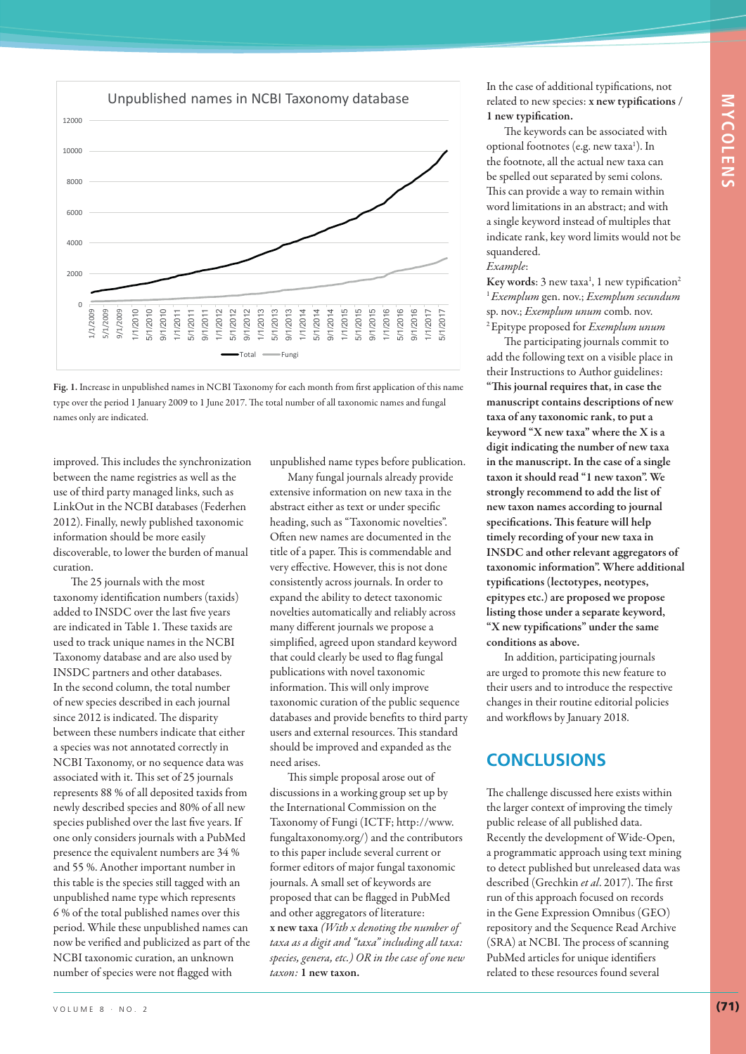Fig. 1. Increase in unpublished names in NCBI Taxonomy for each month from first application of this name type over the period 1 January 2009 to 1 June 2017. The total number of all taxonomic names and fungal names only are indicated.

improved. This includes the synchronization between the name registries as well as the use of third party managed links, such as LinkOut in the NCBI databases (Federhen 2012). Finally, newly published taxonomic information should be more easily discoverable, to lower the burden of manual curation.

The 25 journals with the most taxonomy identification numbers (taxids) added to INSDC over the last five years are indicated in Table 1. These taxids are used to track unique names in the NCBI Taxonomy database and are also used by INSDC partners and other databases. In the second column, the total number of new species described in each journal since 2012 is indicated. The disparity between these numbers indicate that either a species was not annotated correctly in NCBI Taxonomy, or no sequence data was associated with it. This set of 25 journals represents 88 % of all deposited taxids from newly described species and 80% of all new species published over the last five years. If one only considers journals with a PubMed presence the equivalent numbers are 34 % and 55 %. Another important number in this table is the species still tagged with an unpublished name type which represents 6 % of the total published names over this period. While these unpublished names can now be verified and publicized as part of the NCBI taxonomic curation, an unknown number of species were not flagged with unpublished name types before publication.

Many fungal journals already provide extensive information on new taxa in the abstract either as text or under specific heading, such as "Taxonomic novelties". Often new names are documented in the title of a paper. This is commendable and very effective. However, this is not done consistently across journals. In order to expand the ability to detect taxonomic novelties automatically and reliably across many different journals we propose a simplified, agreed upon standard keyword that could clearly be used to flag fungal publications with novel taxonomic information. This will only improve taxonomic curation of the public sequence databases and provide benefits to third party users and external resources. This standard should be improved and expanded as the need arises.

This simple proposal arose out of discussions in a working group set up by the International Commission on the Taxonomy of Fungi (ICTF; http://www.fungaltaxonomy.org/) and the contributors to this paper include several current or former editors of major fungal taxonomic journals. A small set of keywords are proposed that can be flagged in PubMed and other aggregators of literature: **x new taxa** *(With x denoting the number of taxa as a digit and "taxa" including all taxa: species, genera, etc.) OR in the case of one new taxon:* **1 new taxon.**

In the case of additional typifications, not related to new species: **x new typifications / 1 new typification.**

The keywords can be associated with optional footnotes (e.g. new taxa[1]). In the footnote, all the actual new taxa can be spelled out separated by semi colons. This can provide a way to remain within word limitations in an abstract; and with a single keyword instead of multiples that indicate rank, key word limits would not be squandered.

*Example*:

**Key words**: 3 new taxa[1], 1 new typification[2]

[1] *Exemplum* gen. nov.; *Exemplum secundum* sp. nov.; *Exemplum unum* comb. nov.

[2] Epitype proposed for *Exemplum unum*

The participating journals commit to add the following text on a visible place in their Instructions to Author guidelines: **"This journal requires that, in case the manuscript contains descriptions of new taxa of any taxonomic rank, to put a keyword "X new taxa" where the X is a digit indicating the number of new taxa in the manuscript. In the case of a single taxon it should read "1 new taxon". We strongly recommend to add the list of new taxon names according to journal specifications. This feature will help timely recording of your new taxa in INSDC and other relevant aggregators of taxonomic information". Where additional typifications (lectotypes, neotypes, epitypes etc.) are proposed we propose listing those under a separate keyword, "X new typifications" under the same conditions as above.**

In addition, participating journals are urged to promote this new feature to their users and to introduce the respective changes in their routine editorial policies and workflows by January 2018.

## CONCLUSIONS

The challenge discussed here exists within the larger context of improving the timely public release of all published data. Recently the development of Wide-Open, a programmatic approach using text mining to detect published but unreleased data was described (Grechkin *et al*. 2017). The first run of this approach focused on records in the Gene Expression Omnibus (GEO) repository and the Sequence Read Archive (SRA) at NCBI. The process of scanning PubMed articles for unique identifiers related to these resources found several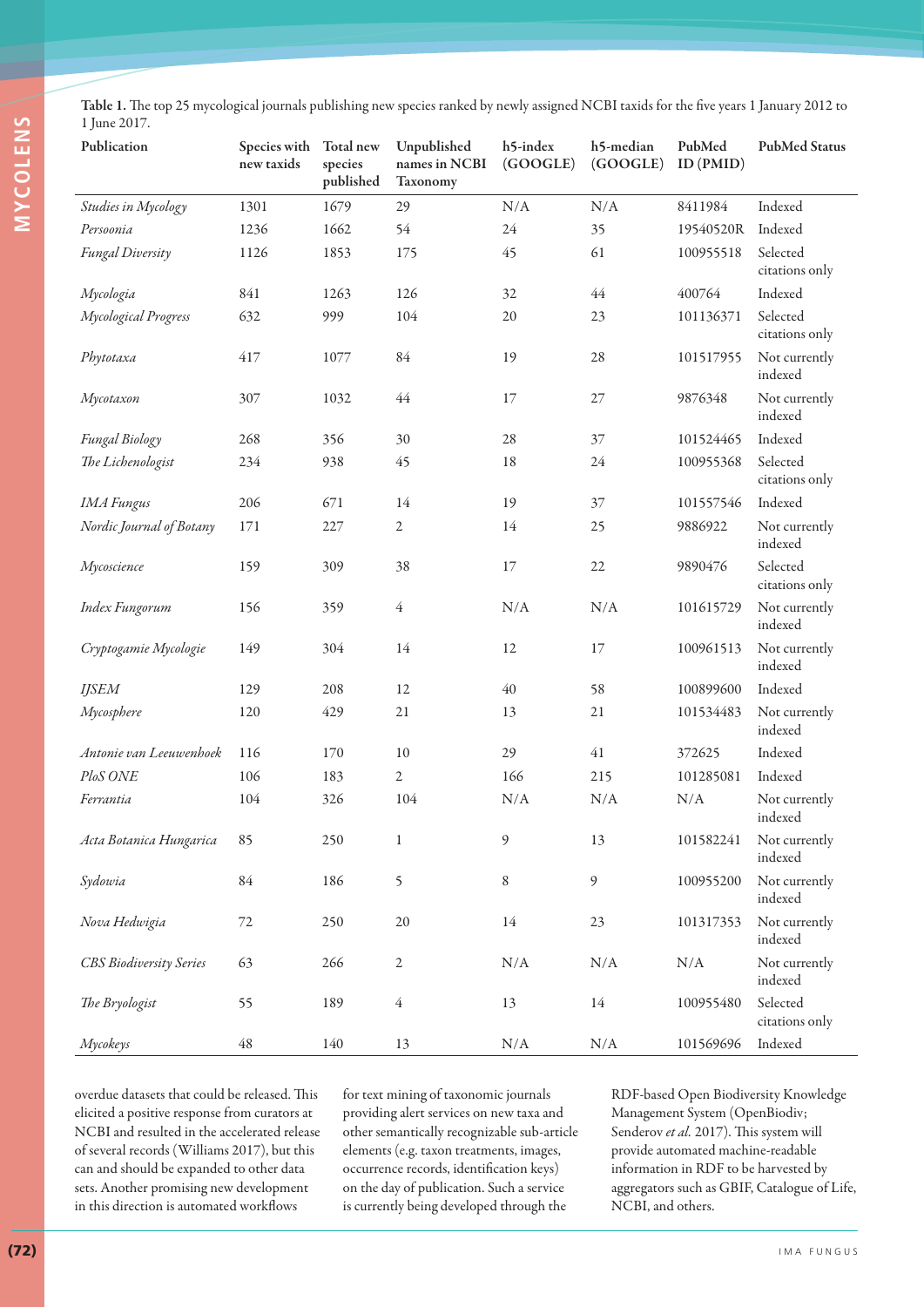**Table 1.** The top 25 mycological journals publishing new species ranked by newly assigned NCBI taxids for the five years 1 January 2012 to 1 June 2017.

| Publication | Species with new taxids | Total new species published | Unpublished names in NCBI Taxonomy | h5-index (GOOGLE) | h5-median (GOOGLE) | PubMed ID (PMID) | PubMed Status |
|---|---|---|---|---|---|---|---|
| *Studies in Mycology* | 1301 | 1679 | 29 | N/A | N/A | 8411984 | Indexed |
| *Persoonia* | 1236 | 1662 | 54 | 24 | 35 | 19540520R | Indexed |
| *Fungal Diversity* | 1126 | 1853 | 175 | 45 | 61 | 100955518 | Selected citations only |
| *Mycologia* | 841 | 1263 | 126 | 32 | 44 | 400764 | Indexed |
| *Mycological Progress* | 632 | 999 | 104 | 20 | 23 | 101136371 | Selected citations only |
| *Phytotaxa* | 417 | 1077 | 84 | 19 | 28 | 101517955 | Not currently indexed |
| *Mycotaxon* | 307 | 1032 | 44 | 17 | 27 | 9876348 | Not currently indexed |
| *Fungal Biology* | 268 | 356 | 30 | 28 | 37 | 101524465 | Indexed |
| *The Lichenologist* | 234 | 938 | 45 | 18 | 24 | 100955368 | Selected citations only |
| *IMA Fungus* | 206 | 671 | 14 | 19 | 37 | 101557546 | Indexed |
| *Nordic Journal of Botany* | 171 | 227 | 2 | 14 | 25 | 9886922 | Not currently indexed |
| *Mycoscience* | 159 | 309 | 38 | 17 | 22 | 9890476 | Selected citations only |
| *Index Fungorum* | 156 | 359 | 4 | N/A | N/A | 101615729 | Not currently indexed |
| *Cryptogamie Mycologie* | 149 | 304 | 14 | 12 | 17 | 100961513 | Not currently indexed |
| *IJSEM* | 129 | 208 | 12 | 40 | 58 | 100899600 | Indexed |
| *Mycosphere* | 120 | 429 | 21 | 13 | 21 | 101534483 | Not currently indexed |
| *Antonie van Leeuwenhoek* | 116 | 170 | 10 | 29 | 41 | 372625 | Indexed |
| *PloS ONE* | 106 | 183 | 2 | 166 | 215 | 101285081 | Indexed |
| *Ferrantia* | 104 | 326 | 104 | N/A | N/A | N/A | Not currently indexed |
| *Acta Botanica Hungarica* | 85 | 250 | 1 | 9 | 13 | 101582241 | Not currently indexed |
| *Sydowia* | 84 | 186 | 5 | 8 | 9 | 100955200 | Not currently indexed |
| *Nova Hedwigia* | 72 | 250 | 20 | 14 | 23 | 101317353 | Not currently indexed |
| *CBS Biodiversity Series* | 63 | 266 | 2 | N/A | N/A | N/A | Not currently indexed |
| *The Bryologist* | 55 | 189 | 4 | 13 | 14 | 100955480 | Selected citations only |
| *Mycokeys* | 48 | 140 | 13 | N/A | N/A | 101569696 | Indexed |

overdue datasets that could be released. This elicited a positive response from curators at NCBI and resulted in the accelerated release of several records (Williams 2017), but this can and should be expanded to other data sets. Another promising new development in this direction is automated workflows for text mining of taxonomic journals providing alert services on new taxa and other semantically recognizable sub-article elements (e.g. taxon treatments, images, occurrence records, identification keys) on the day of publication. Such a service is currently being developed through the RDF-based Open Biodiversity Knowledge Management System (OpenBiodiv; Senderov *et al.* 2017). This system will provide automated machine-readable information in RDF to be harvested by aggregators such as GBIF, Catalogue of Life, NCBI, and others.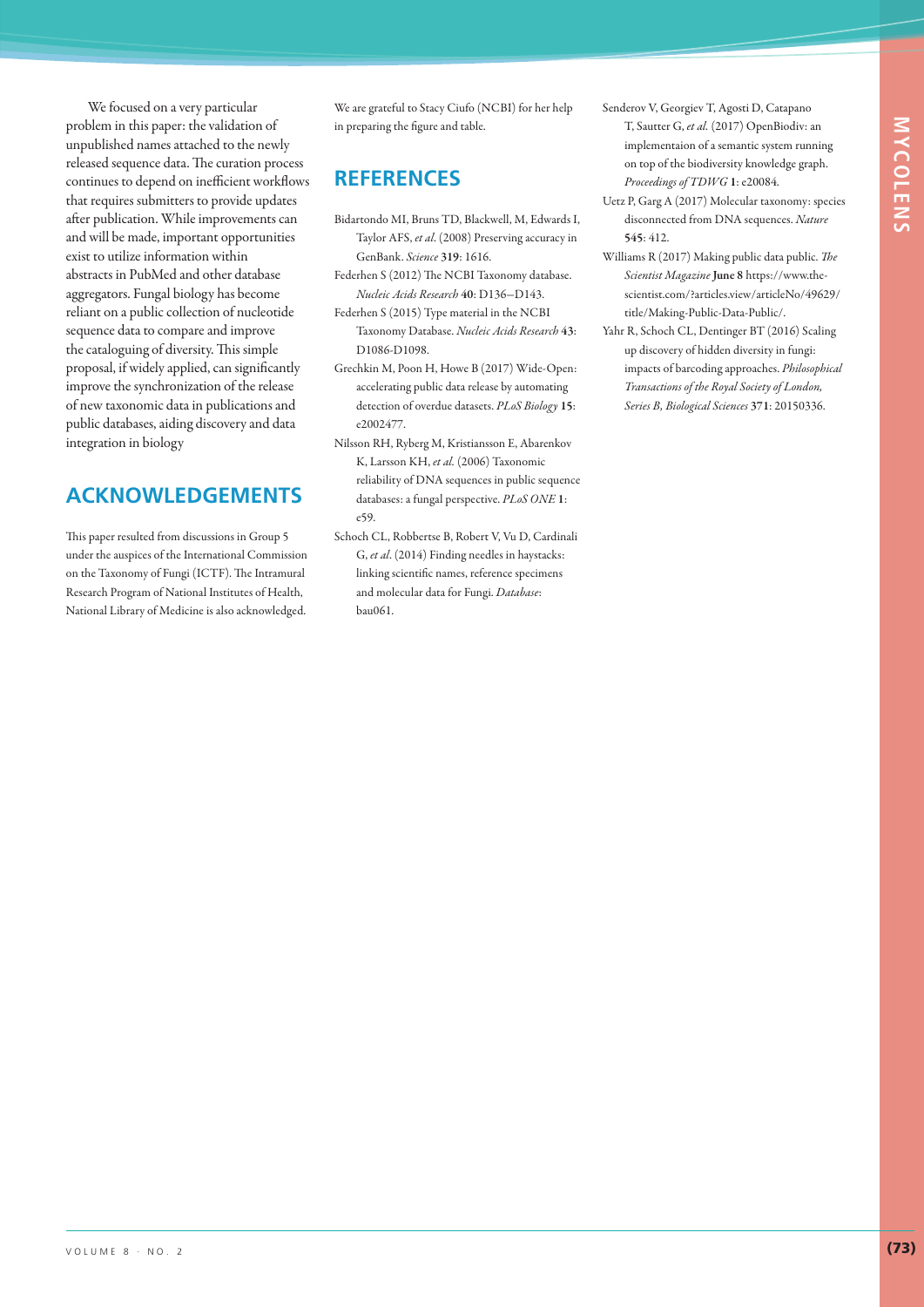We focused on a very particular problem in this paper: the validation of unpublished names attached to the newly released sequence data. The curation process continues to depend on inefficient workflows that requires submitters to provide updates after publication. While improvements can and will be made, important opportunities exist to utilize information within abstracts in PubMed and other database aggregators. Fungal biology has become reliant on a public collection of nucleotide sequence data to compare and improve the cataloguing of diversity. This simple proposal, if widely applied, can significantly improve the synchronization of the release of new taxonomic data in publications and public databases, aiding discovery and data integration in biology

## ACKNOWLEDGEMENTS

This paper resulted from discussions in Group 5 under the auspices of the International Commission on the Taxonomy of Fungi (ICTF). The Intramural Research Program of National Institutes of Health, National Library of Medicine is also acknowledged.

We are grateful to Stacy Ciufo (NCBI) for her help in preparing the figure and table.

## REFERENCES

Bidartondo MI, Bruns TD, Blackwell, M, Edwards I, Taylor AFS, *et al*. (2008) Preserving accuracy in GenBank. *Science* **319**: 1616.

Federhen S (2012) The NCBI Taxonomy database. *Nucleic Acids Research* **40**: D136–D143.

Federhen S (2015) Type material in the NCBI Taxonomy Database. *Nucleic Acids Research* **43**: D1086-D1098.

Grechkin M, Poon H, Howe B (2017) Wide-Open: accelerating public data release by automating detection of overdue datasets. *PLoS Biology* **15**: e2002477.

Nilsson RH, Ryberg M, Kristiansson E, Abarenkov K, Larsson KH, *et al.* (2006) Taxonomic reliability of DNA sequences in public sequence databases: a fungal perspective. *PLoS ONE* **1**: e59.

Schoch CL, Robbertse B, Robert V, Vu D, Cardinali G, *et al*. (2014) Finding needles in haystacks: linking scientific names, reference specimens and molecular data for Fungi. *Database*: bau061.

Senderov V, Georgiev T, Agosti D, Catapano T, Sautter G, *et al.* (2017) OpenBiodiv: an implementaion of a semantic system running on top of the biodiversity knowledge graph. *Proceedings of TDWG* **1**: e20084.

Uetz P, Garg A (2017) Molecular taxonomy: species disconnected from DNA sequences. *Nature* **545**: 412.

Williams R (2017) Making public data public. *The Scientist Magazine* **June 8** https://www.the-scientist.com/?articles.view/articleNo/49629/title/Making-Public-Data-Public/.

Yahr R, Schoch CL, Dentinger BT (2016) Scaling up discovery of hidden diversity in fungi: impacts of barcoding approaches. *Philosophical Transactions of the Royal Society of London, Series B, Biological Sciences* **371**: 20150336.